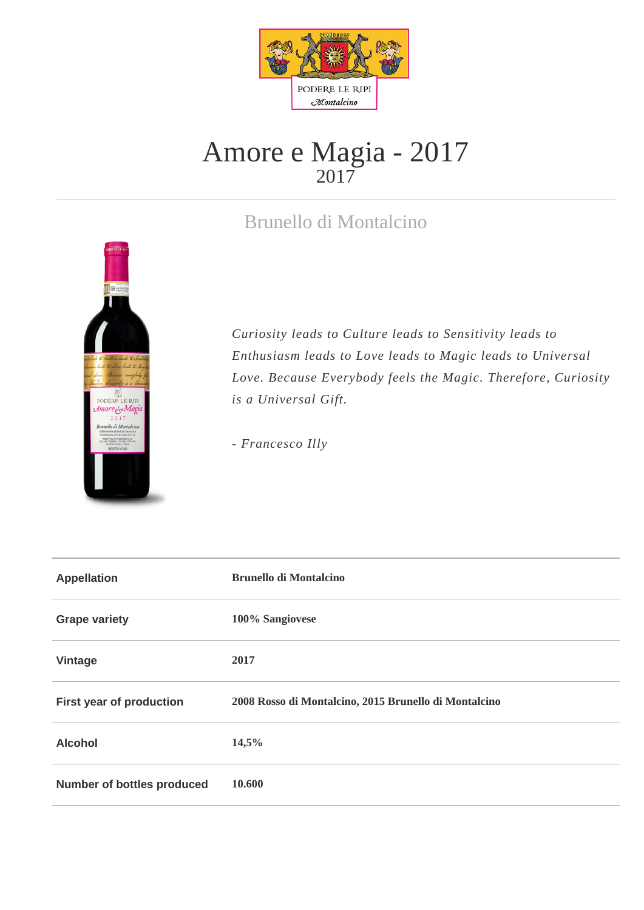# Amore e Magia - 2017

2017

## Brunello di Montalcino

*Curiosity leads to Culture leads to Sensitivity leads to Enthusiasm leads to Love leads to Magic leads to Universal Love. Because Everybody feels the Magic. Therefore, Curiosity is a Universal Gift.*

*- Francesco Illy*

| | |
|---|---|
| **Appellation** | **Brunello di Montalcino** |
| **Grape variety** | **100% Sangiovese** |
| **Vintage** | **2017** |
| **First year of production** | **2008 Rosso di Montalcino, 2015 Brunello di Montalcino** |
| **Alcohol** | **14,5%** |
| **Number of bottles produced** | **10.600** |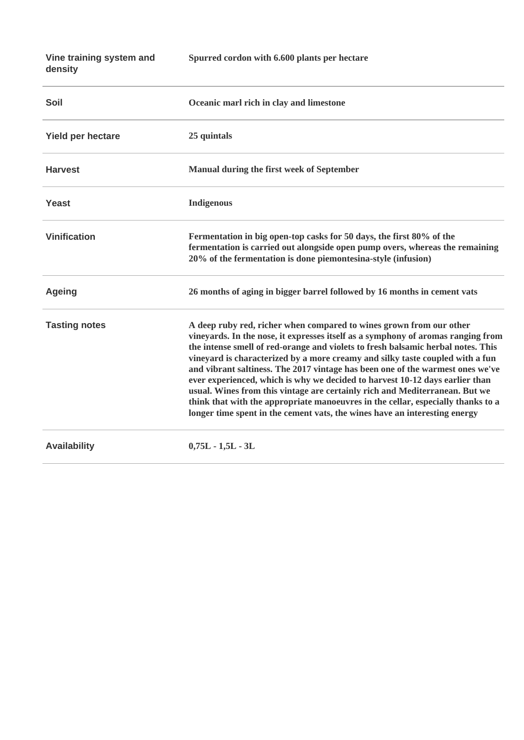| | |
|---|---|
| Vine training system and density | **Spurred cordon with 6.600 plants per hectare** |
| Soil | **Oceanic marl rich in clay and limestone** |
| Yield per hectare | **25 quintals** |
| Harvest | **Manual during the first week of September** |
| Yeast | **Indigenous** |
| Vinification | **Fermentation in big open-top casks for 50 days, the first 80% of the fermentation is carried out alongside open pump overs, whereas the remaining 20% of the fermentation is done piemontesina-style (infusion)** |
| Ageing | **26 months of aging in bigger barrel followed by 16 months in cement vats** |
| Tasting notes | **A deep ruby red, richer when compared to wines grown from our other vineyards. In the nose, it expresses itself as a symphony of aromas ranging from the intense smell of red-orange and violets to fresh balsamic herbal notes. This vineyard is characterized by a more creamy and silky taste coupled with a fun and vibrant saltiness. The 2017 vintage has been one of the warmest ones we've ever experienced, which is why we decided to harvest 10-12 days earlier than usual. Wines from this vintage are certainly rich and Mediterranean. But we think that with the appropriate manoeuvres in the cellar, especially thanks to a longer time spent in the cement vats, the wines have an interesting energy** |
| Availability | **0,75L - 1,5L - 3L** |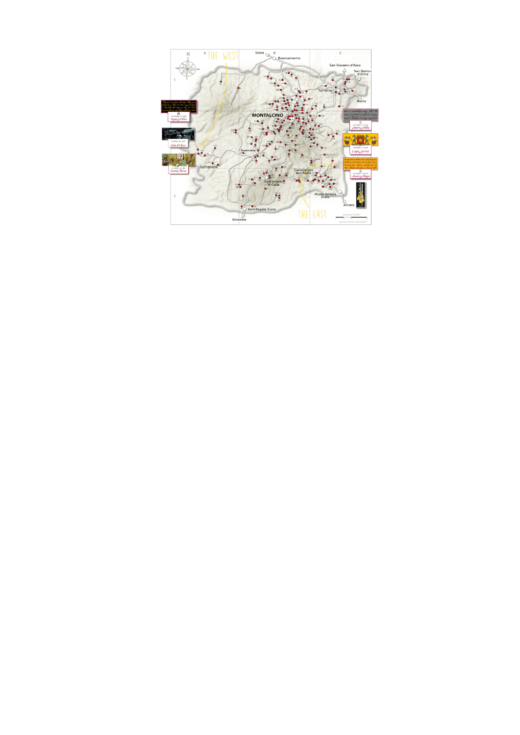THE WEST

THE EAST

N

A

B

C

1

3

Siena

Buonconvento

San Giovanni d'Asso

San Quirico d'Orcia

Torrenieri

Roma

MONTALCINO

Tavernelle

Camigliano

Sant'Angelo in Colle

Castelnuovo dell'Abate

Monte Amiata Scalo

Amiata

Sant'Angelo Scalo

Grosseto

PODERE LE RIPI

Sogni e Follia

PODERE LE RIPI

Cielo d'Ulisse

PODERE LE RIPI

PODERE LE RIPI

Amore e Follia

PODERE LE RIPI

Lupi e Sirene

PODERE LE RIPI

Amore e Magia